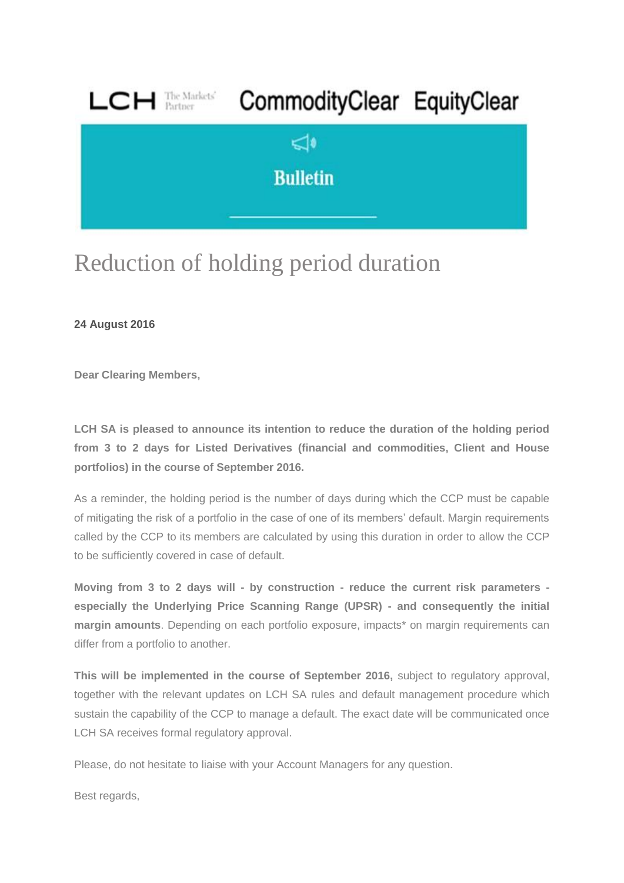LCH The Markets' Partner CommodityClear EquityClear

**Bulletin**

# Reduction of holding period duration

**24 August 2016**

**Dear Clearing Members,**

**LCH SA is pleased to announce its intention to reduce the duration of the holding period from 3 to 2 days for Listed Derivatives (financial and commodities, Client and House portfolios) in the course of September 2016.**

As a reminder, the holding period is the number of days during which the CCP must be capable of mitigating the risk of a portfolio in the case of one of its members' default. Margin requirements called by the CCP to its members are calculated by using this duration in order to allow the CCP to be sufficiently covered in case of default.

**Moving from 3 to 2 days will - by construction - reduce the current risk parameters - especially the Underlying Price Scanning Range (UPSR) - and consequently the initial margin amounts**. Depending on each portfolio exposure, impacts* on margin requirements can differ from a portfolio to another.

**This will be implemented in the course of September 2016,** subject to regulatory approval, together with the relevant updates on LCH SA rules and default management procedure which sustain the capability of the CCP to manage a default. The exact date will be communicated once LCH SA receives formal regulatory approval.

Please, do not hesitate to liaise with your Account Managers for any question.

Best regards,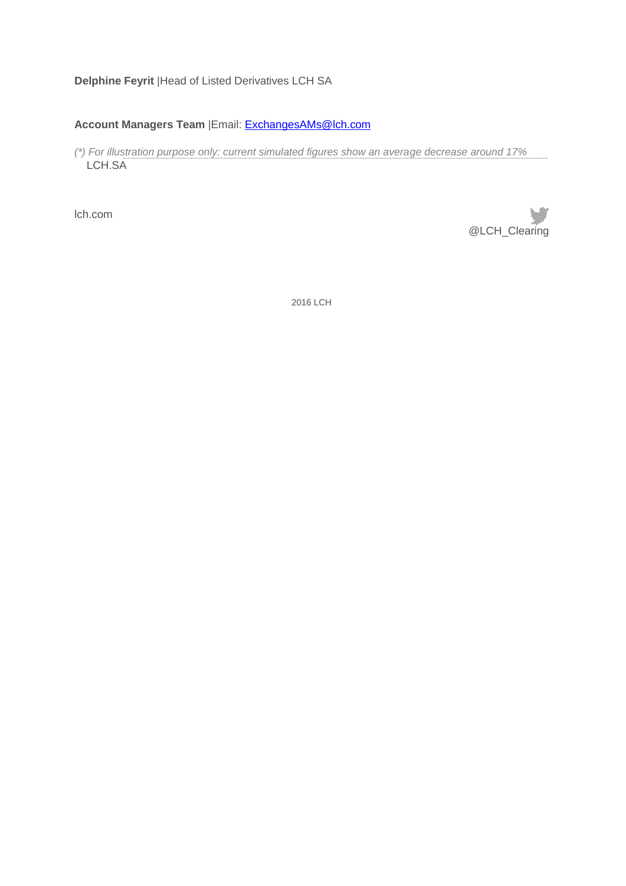**Delphine Feyrit** |Head of Listed Derivatives LCH SA

**Account Managers Team** |Email: [ExchangesAMs@lch.com](mailto:ExchangesAMs@lch.com)

*(*) For illustration purpose only: current simulated figures show an average decrease around 17%*

LCH.SA

lch.com

@LCH_Clearing

2016 LCH